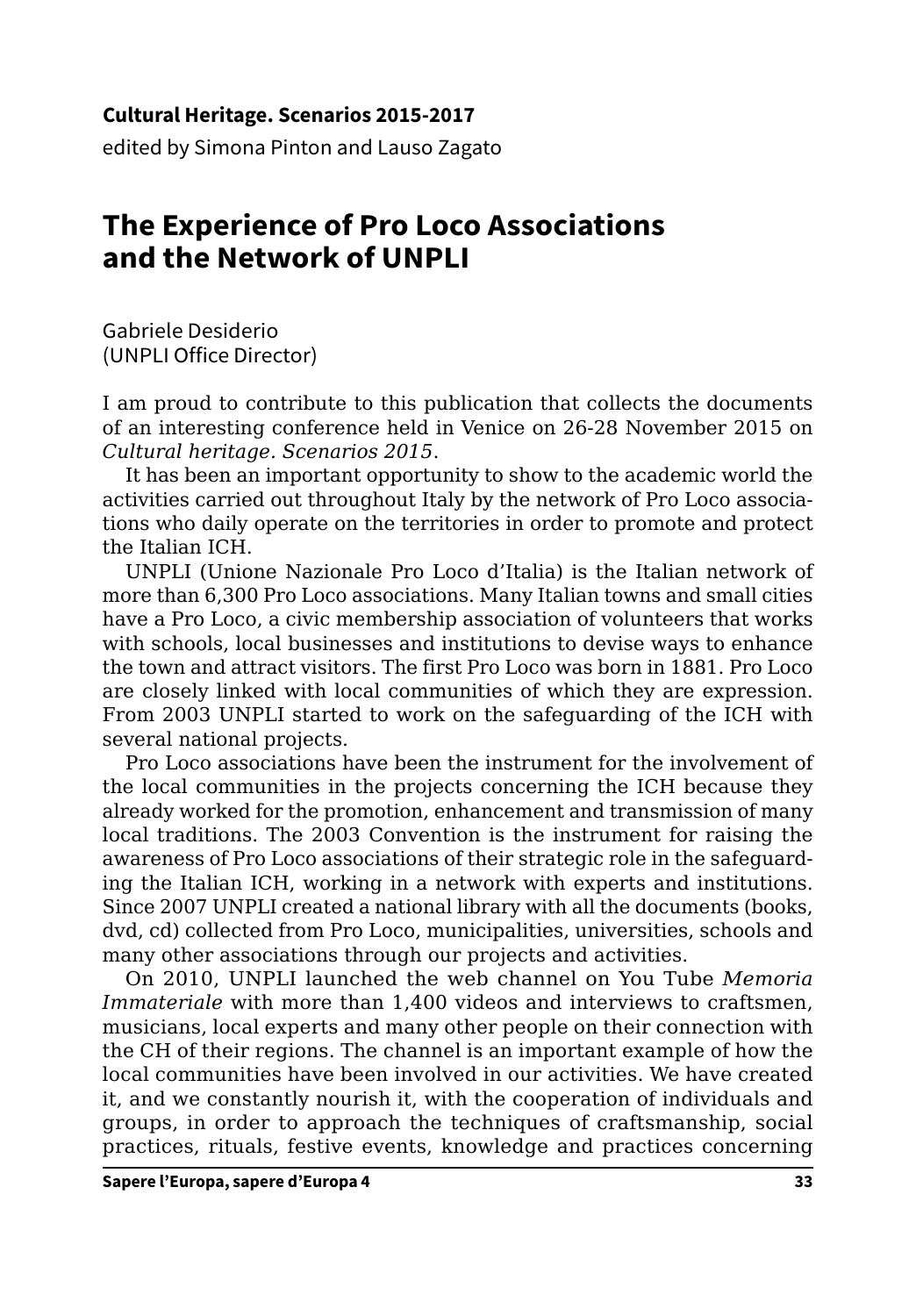**Cultural Heritage. Scenarios 2015-2017**

edited by Simona Pinton and Lauso Zagato

# The Experience of Pro Loco Associations and the Network of UNPLI

Gabriele Desiderio
(UNPLI Office Director)

I am proud to contribute to this publication that collects the documents of an interesting conference held in Venice on 26-28 November 2015 on *Cultural heritage. Scenarios 2015*.

It has been an important opportunity to show to the academic world the activities carried out throughout Italy by the network of Pro Loco associations who daily operate on the territories in order to promote and protect the Italian ICH.

UNPLI (Unione Nazionale Pro Loco d'Italia) is the Italian network of more than 6,300 Pro Loco associations. Many Italian towns and small cities have a Pro Loco, a civic membership association of volunteers that works with schools, local businesses and institutions to devise ways to enhance the town and attract visitors. The first Pro Loco was born in 1881. Pro Loco are closely linked with local communities of which they are expression. From 2003 UNPLI started to work on the safeguarding of the ICH with several national projects.

Pro Loco associations have been the instrument for the involvement of the local communities in the projects concerning the ICH because they already worked for the promotion, enhancement and transmission of many local traditions. The 2003 Convention is the instrument for raising the awareness of Pro Loco associations of their strategic role in the safeguarding the Italian ICH, working in a network with experts and institutions. Since 2007 UNPLI created a national library with all the documents (books, dvd, cd) collected from Pro Loco, municipalities, universities, schools and many other associations through our projects and activities.

On 2010, UNPLI launched the web channel on You Tube *Memoria Immateriale* with more than 1,400 videos and interviews to craftsmen, musicians, local experts and many other people on their connection with the CH of their regions. The channel is an important example of how the local communities have been involved in our activities. We have created it, and we constantly nourish it, with the cooperation of individuals and groups, in order to approach the techniques of craftsmanship, social practices, rituals, festive events, knowledge and practices concerning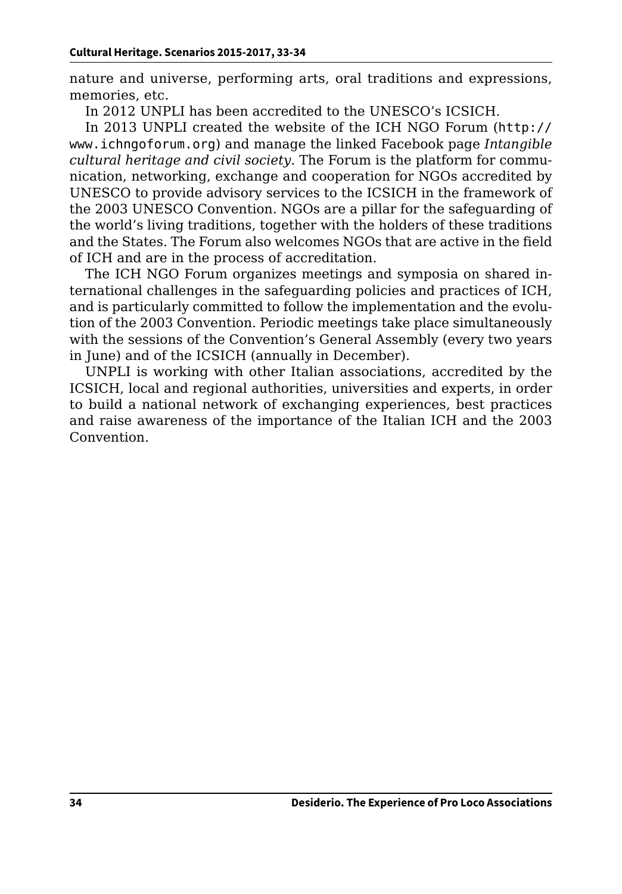nature and universe, performing arts, oral traditions and expressions, memories, etc.

In 2012 UNPLI has been accredited to the UNESCO's ICSICH.

In 2013 UNPLI created the website of the ICH NGO Forum (http://www.ichngoforum.org) and manage the linked Facebook page *Intangible cultural heritage and civil society*. The Forum is the platform for communication, networking, exchange and cooperation for NGOs accredited by UNESCO to provide advisory services to the ICSICH in the framework of the 2003 UNESCO Convention. NGOs are a pillar for the safeguarding of the world's living traditions, together with the holders of these traditions and the States. The Forum also welcomes NGOs that are active in the field of ICH and are in the process of accreditation.

The ICH NGO Forum organizes meetings and symposia on shared international challenges in the safeguarding policies and practices of ICH, and is particularly committed to follow the implementation and the evolution of the 2003 Convention. Periodic meetings take place simultaneously with the sessions of the Convention's General Assembly (every two years in June) and of the ICSICH (annually in December).

UNPLI is working with other Italian associations, accredited by the ICSICH, local and regional authorities, universities and experts, in order to build a national network of exchanging experiences, best practices and raise awareness of the importance of the Italian ICH and the 2003 Convention.